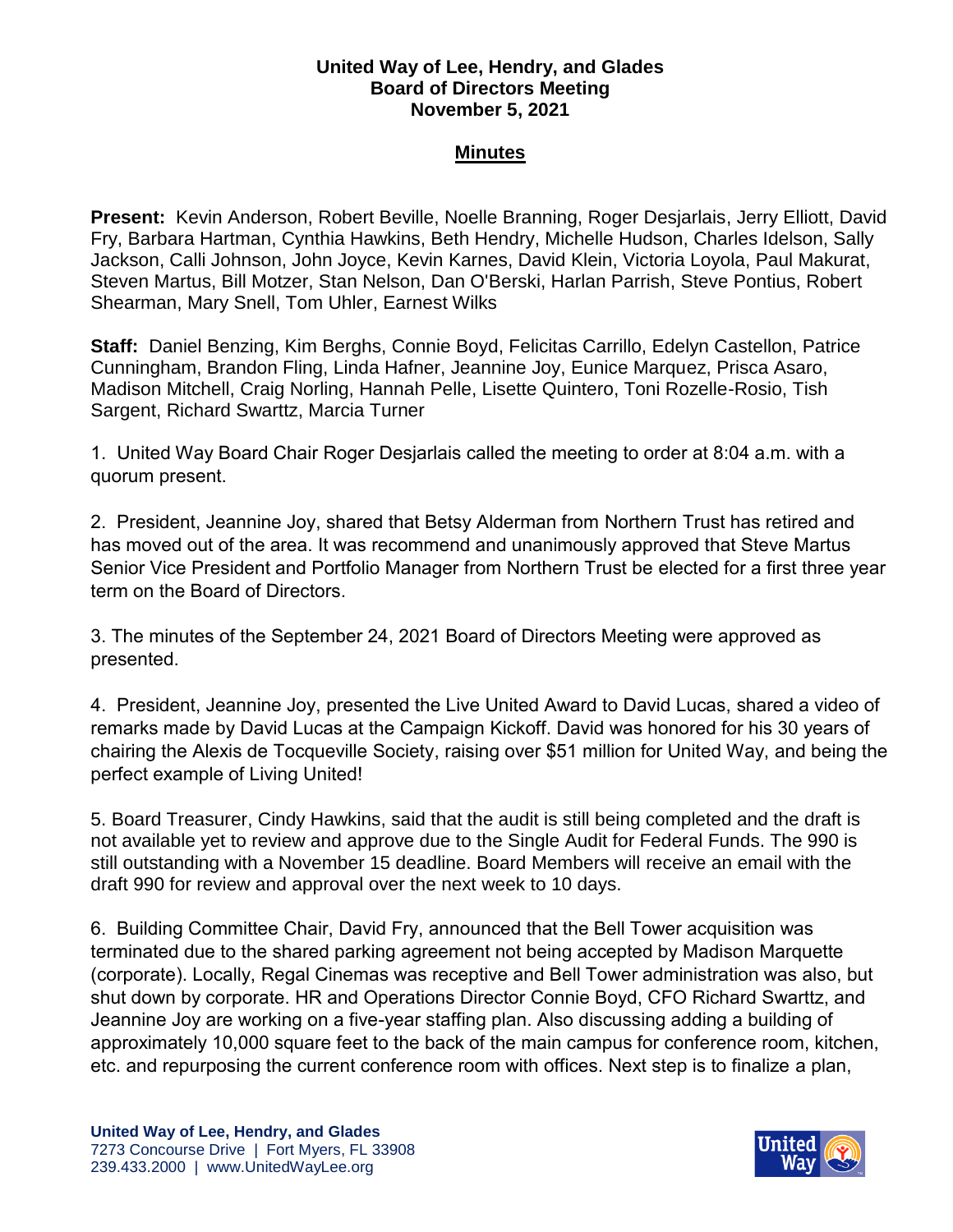**United Way of Lee, Hendry, and Glades**
**Board of Directors Meeting**
**November 5, 2021**

**Minutes**

**Present:** Kevin Anderson, Robert Beville, Noelle Branning, Roger Desjarlais, Jerry Elliott, David Fry, Barbara Hartman, Cynthia Hawkins, Beth Hendry, Michelle Hudson, Charles Idelson, Sally Jackson, Calli Johnson, John Joyce, Kevin Karnes, David Klein, Victoria Loyola, Paul Makurat, Steven Martus, Bill Motzer, Stan Nelson, Dan O'Berski, Harlan Parrish, Steve Pontius, Robert Shearman, Mary Snell, Tom Uhler, Earnest Wilks

**Staff:** Daniel Benzing, Kim Berghs, Connie Boyd, Felicitas Carrillo, Edelyn Castellon, Patrice Cunningham, Brandon Fling, Linda Hafner, Jeannine Joy, Eunice Marquez, Prisca Asaro, Madison Mitchell, Craig Norling, Hannah Pelle, Lisette Quintero, Toni Rozelle-Rosio, Tish Sargent, Richard Swarttz, Marcia Turner

1. United Way Board Chair Roger Desjarlais called the meeting to order at 8:04 a.m. with a quorum present.

2. President, Jeannine Joy, shared that Betsy Alderman from Northern Trust has retired and has moved out of the area. It was recommend and unanimously approved that Steve Martus Senior Vice President and Portfolio Manager from Northern Trust be elected for a first three year term on the Board of Directors.

3. The minutes of the September 24, 2021 Board of Directors Meeting were approved as presented.

4. President, Jeannine Joy, presented the Live United Award to David Lucas, shared a video of remarks made by David Lucas at the Campaign Kickoff. David was honored for his 30 years of chairing the Alexis de Tocqueville Society, raising over $51 million for United Way, and being the perfect example of Living United!

5. Board Treasurer, Cindy Hawkins, said that the audit is still being completed and the draft is not available yet to review and approve due to the Single Audit for Federal Funds. The 990 is still outstanding with a November 15 deadline. Board Members will receive an email with the draft 990 for review and approval over the next week to 10 days.

6. Building Committee Chair, David Fry, announced that the Bell Tower acquisition was terminated due to the shared parking agreement not being accepted by Madison Marquette (corporate). Locally, Regal Cinemas was receptive and Bell Tower administration was also, but shut down by corporate. HR and Operations Director Connie Boyd, CFO Richard Swarttz, and Jeannine Joy are working on a five-year staffing plan. Also discussing adding a building of approximately 10,000 square feet to the back of the main campus for conference room, kitchen, etc. and repurposing the current conference room with offices. Next step is to finalize a plan,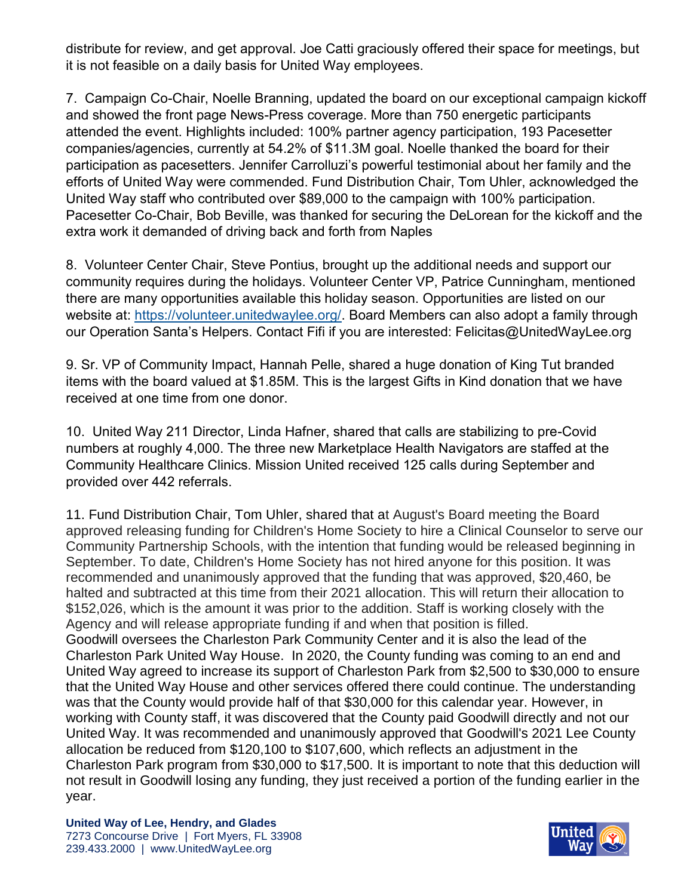distribute for review, and get approval. Joe Catti graciously offered their space for meetings, but it is not feasible on a daily basis for United Way employees.

7. Campaign Co-Chair, Noelle Branning, updated the board on our exceptional campaign kickoff and showed the front page News-Press coverage. More than 750 energetic participants attended the event. Highlights included: 100% partner agency participation, 193 Pacesetter companies/agencies, currently at 54.2% of $11.3M goal. Noelle thanked the board for their participation as pacesetters. Jennifer Carrolluzi's powerful testimonial about her family and the efforts of United Way were commended. Fund Distribution Chair, Tom Uhler, acknowledged the United Way staff who contributed over $89,000 to the campaign with 100% participation. Pacesetter Co-Chair, Bob Beville, was thanked for securing the DeLorean for the kickoff and the extra work it demanded of driving back and forth from Naples

8. Volunteer Center Chair, Steve Pontius, brought up the additional needs and support our community requires during the holidays. Volunteer Center VP, Patrice Cunningham, mentioned there are many opportunities available this holiday season. Opportunities are listed on our website at: [https://volunteer.unitedwaylee.org/](https://volunteer.unitedwaylee.org/). Board Members can also adopt a family through our Operation Santa's Helpers. Contact Fifi if you are interested: Felicitas@UnitedWayLee.org

9. Sr. VP of Community Impact, Hannah Pelle, shared a huge donation of King Tut branded items with the board valued at $1.85M. This is the largest Gifts in Kind donation that we have received at one time from one donor.

10. United Way 211 Director, Linda Hafner, shared that calls are stabilizing to pre-Covid numbers at roughly 4,000. The three new Marketplace Health Navigators are staffed at the Community Healthcare Clinics. Mission United received 125 calls during September and provided over 442 referrals.

11. Fund Distribution Chair, Tom Uhler, shared that at August's Board meeting the Board approved releasing funding for Children's Home Society to hire a Clinical Counselor to serve our Community Partnership Schools, with the intention that funding would be released beginning in September. To date, Children's Home Society has not hired anyone for this position. It was recommended and unanimously approved that the funding that was approved, $20,460, be halted and subtracted at this time from their 2021 allocation. This will return their allocation to $152,026, which is the amount it was prior to the addition. Staff is working closely with the Agency and will release appropriate funding if and when that position is filled.
Goodwill oversees the Charleston Park Community Center and it is also the lead of the Charleston Park United Way House. In 2020, the County funding was coming to an end and United Way agreed to increase its support of Charleston Park from $2,500 to $30,000 to ensure that the United Way House and other services offered there could continue. The understanding was that the County would provide half of that $30,000 for this calendar year. However, in working with County staff, it was discovered that the County paid Goodwill directly and not our United Way. It was recommended and unanimously approved that Goodwill's 2021 Lee County allocation be reduced from $120,100 to $107,600, which reflects an adjustment in the Charleston Park program from $30,000 to $17,500. It is important to note that this deduction will not result in Goodwill losing any funding, they just received a portion of the funding earlier in the year.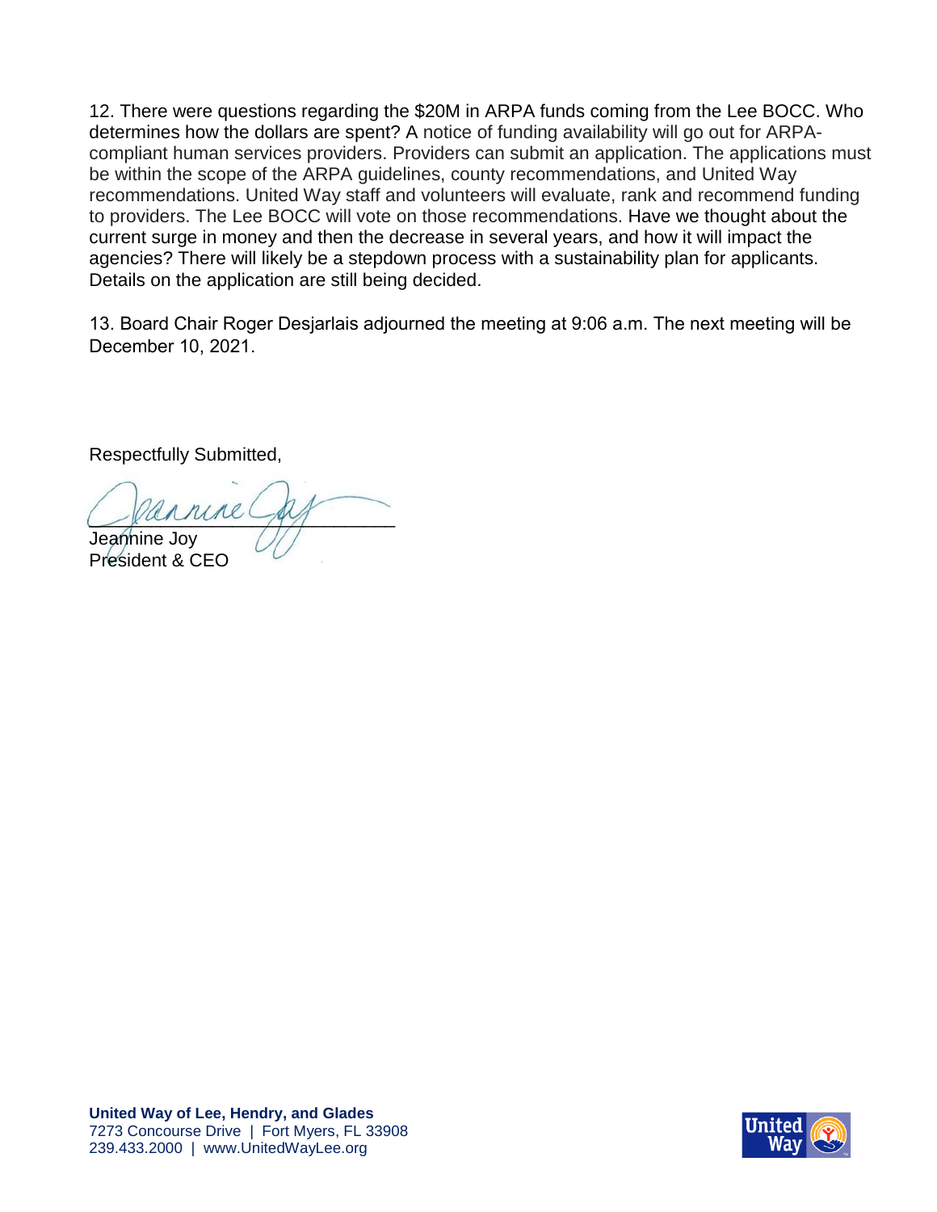12. There were questions regarding the $20M in ARPA funds coming from the Lee BOCC. Who determines how the dollars are spent? A notice of funding availability will go out for ARPA-compliant human services providers. Providers can submit an application. The applications must be within the scope of the ARPA guidelines, county recommendations, and United Way recommendations. United Way staff and volunteers will evaluate, rank and recommend funding to providers. The Lee BOCC will vote on those recommendations. Have we thought about the current surge in money and then the decrease in several years, and how it will impact the agencies? There will likely be a stepdown process with a sustainability plan for applicants. Details on the application are still being decided.

13. Board Chair Roger Desjarlais adjourned the meeting at 9:06 a.m. The next meeting will be December 10, 2021.

Respectfully Submitted,

Jeannine Joy
President & CEO

**United Way of Lee, Hendry, and Glades**
7273 Concourse Drive | Fort Myers, FL 33908
239.433.2000 | www.UnitedWayLee.org